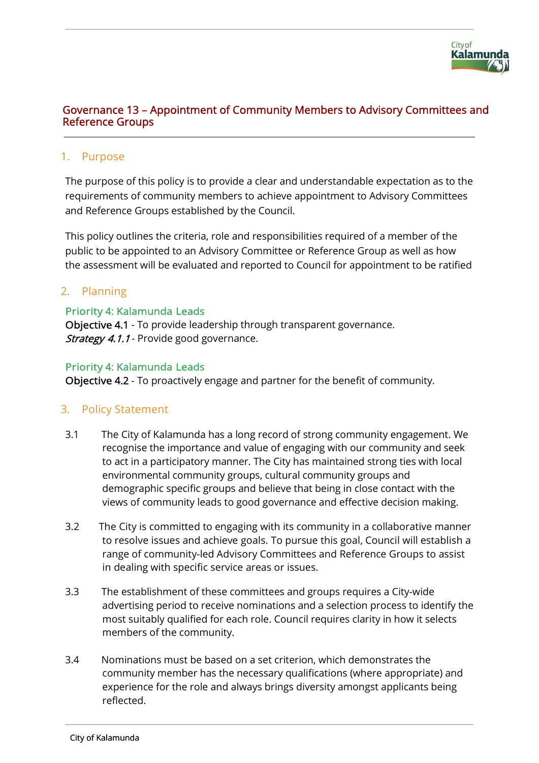# Governance 13 – Appointment of Community Members to Advisory Committees and Reference Groups

## 1. Purpose

The purpose of this policy is to provide a clear and understandable expectation as to the requirements of community members to achieve appointment to Advisory Committees and Reference Groups established by the Council.

This policy outlines the criteria, role and responsibilities required of a member of the public to be appointed to an Advisory Committee or Reference Group as well as how the assessment will be evaluated and reported to Council for appointment to be ratified

## 2. Planning

**Priority 4: Kalamunda Leads**
**Objective 4.1** - To provide leadership through transparent governance.
*Strategy 4.1.1* - Provide good governance.

**Priority 4: Kalamunda Leads**
**Objective 4.2** - To proactively engage and partner for the benefit of community.

## 3. Policy Statement

3.1 The City of Kalamunda has a long record of strong community engagement. We recognise the importance and value of engaging with our community and seek to act in a participatory manner. The City has maintained strong ties with local environmental community groups, cultural community groups and demographic specific groups and believe that being in close contact with the views of community leads to good governance and effective decision making.

3.2 The City is committed to engaging with its community in a collaborative manner to resolve issues and achieve goals. To pursue this goal, Council will establish a range of community-led Advisory Committees and Reference Groups to assist in dealing with specific service areas or issues.

3.3 The establishment of these committees and groups requires a City-wide advertising period to receive nominations and a selection process to identify the most suitably qualified for each role. Council requires clarity in how it selects members of the community.

3.4 Nominations must be based on a set criterion, which demonstrates the community member has the necessary qualifications (where appropriate) and experience for the role and always brings diversity amongst applicants being reflected.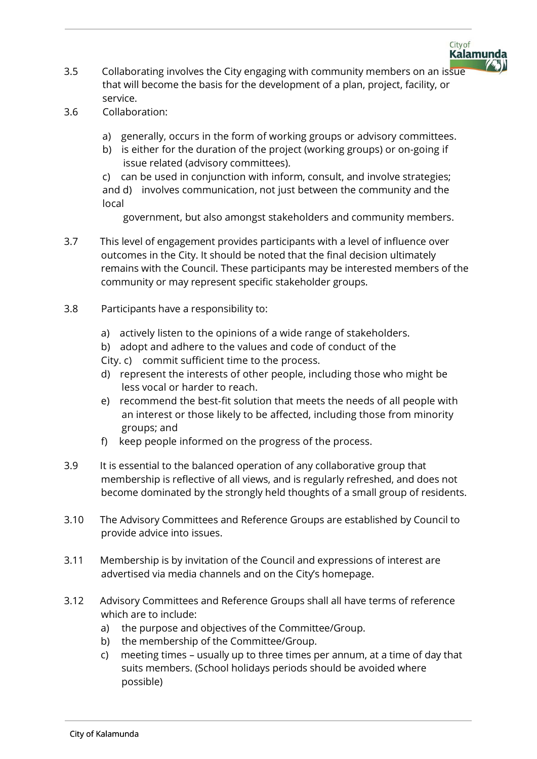3.5 Collaborating involves the City engaging with community members on an issue that will become the basis for the development of a plan, project, facility, or service.

3.6 Collaboration:

a) generally, occurs in the form of working groups or advisory committees.
b) is either for the duration of the project (working groups) or on-going if issue related (advisory committees).
c) can be used in conjunction with inform, consult, and involve strategies; and
d) involves communication, not just between the community and the local government, but also amongst stakeholders and community members.

3.7 This level of engagement provides participants with a level of influence over outcomes in the City. It should be noted that the final decision ultimately remains with the Council. These participants may be interested members of the community or may represent specific stakeholder groups.

3.8 Participants have a responsibility to:

a) actively listen to the opinions of a wide range of stakeholders.
b) adopt and adhere to the values and code of conduct of the City.
c) commit sufficient time to the process.
d) represent the interests of other people, including those who might be less vocal or harder to reach.
e) recommend the best-fit solution that meets the needs of all people with an interest or those likely to be affected, including those from minority groups; and
f) keep people informed on the progress of the process.

3.9 It is essential to the balanced operation of any collaborative group that membership is reflective of all views, and is regularly refreshed, and does not become dominated by the strongly held thoughts of a small group of residents.

3.10 The Advisory Committees and Reference Groups are established by Council to provide advice into issues.

3.11 Membership is by invitation of the Council and expressions of interest are advertised via media channels and on the City's homepage.

3.12 Advisory Committees and Reference Groups shall all have terms of reference which are to include:

a) the purpose and objectives of the Committee/Group.
b) the membership of the Committee/Group.
c) meeting times – usually up to three times per annum, at a time of day that suits members. (School holidays periods should be avoided where possible)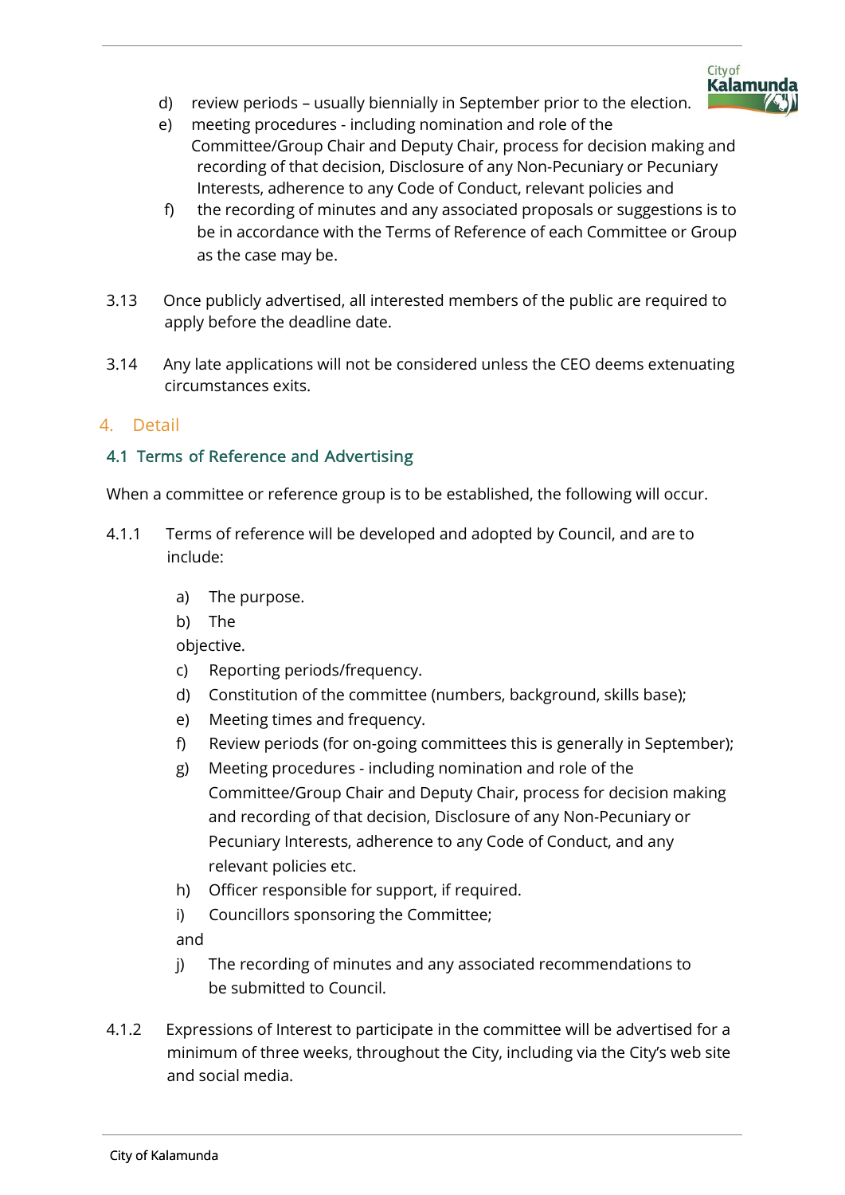d) review periods – usually biennially in September prior to the election.

e) meeting procedures - including nomination and role of the Committee/Group Chair and Deputy Chair, process for decision making and recording of that decision, Disclosure of any Non-Pecuniary or Pecuniary Interests, adherence to any Code of Conduct, relevant policies and

f) the recording of minutes and any associated proposals or suggestions is to be in accordance with the Terms of Reference of each Committee or Group as the case may be.

3.13 Once publicly advertised, all interested members of the public are required to apply before the deadline date.

3.14 Any late applications will not be considered unless the CEO deems extenuating circumstances exits.

## 4. Detail

### 4.1 Terms of Reference and Advertising

When a committee or reference group is to be established, the following will occur.

4.1.1 Terms of reference will be developed and adopted by Council, and are to include:

a) The purpose.

b) The objective.

c) Reporting periods/frequency.

d) Constitution of the committee (numbers, background, skills base);

e) Meeting times and frequency.

f) Review periods (for on-going committees this is generally in September);

g) Meeting procedures - including nomination and role of the Committee/Group Chair and Deputy Chair, process for decision making and recording of that decision, Disclosure of any Non-Pecuniary or Pecuniary Interests, adherence to any Code of Conduct, and any relevant policies etc.

h) Officer responsible for support, if required.

i) Councillors sponsoring the Committee; and

j) The recording of minutes and any associated recommendations to be submitted to Council.

4.1.2 Expressions of Interest to participate in the committee will be advertised for a minimum of three weeks, throughout the City, including via the City's web site and social media.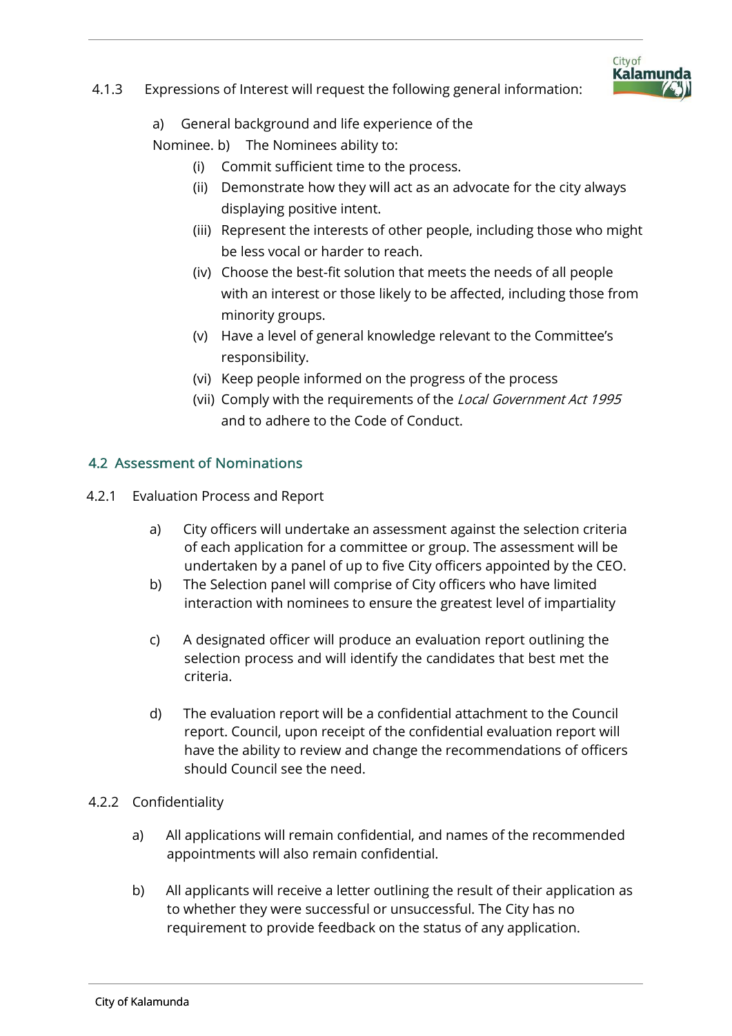4.1.3 Expressions of Interest will request the following general information:

a) General background and life experience of the Nominee.

b) The Nominees ability to:

- (i) Commit sufficient time to the process.
- (ii) Demonstrate how they will act as an advocate for the city always displaying positive intent.
- (iii) Represent the interests of other people, including those who might be less vocal or harder to reach.
- (iv) Choose the best-fit solution that meets the needs of all people with an interest or those likely to be affected, including those from minority groups.
- (v) Have a level of general knowledge relevant to the Committee's responsibility.
- (vi) Keep people informed on the progress of the process
- (vii) Comply with the requirements of the *Local Government Act 1995* and to adhere to the Code of Conduct.

## 4.2 Assessment of Nominations

4.2.1 Evaluation Process and Report

a) City officers will undertake an assessment against the selection criteria of each application for a committee or group. The assessment will be undertaken by a panel of up to five City officers appointed by the CEO.

b) The Selection panel will comprise of City officers who have limited interaction with nominees to ensure the greatest level of impartiality

c) A designated officer will produce an evaluation report outlining the selection process and will identify the candidates that best met the criteria.

d) The evaluation report will be a confidential attachment to the Council report. Council, upon receipt of the confidential evaluation report will have the ability to review and change the recommendations of officers should Council see the need.

4.2.2 Confidentiality

a) All applications will remain confidential, and names of the recommended appointments will also remain confidential.

b) All applicants will receive a letter outlining the result of their application as to whether they were successful or unsuccessful. The City has no requirement to provide feedback on the status of any application.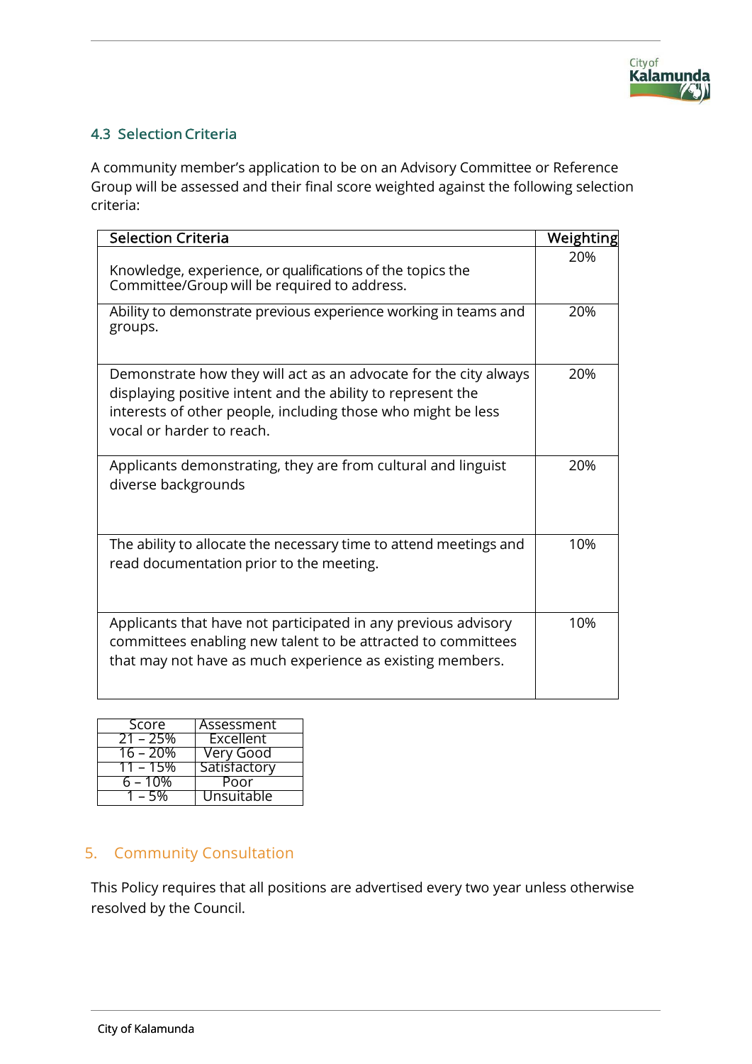### 4.3 Selection Criteria

A community member's application to be on an Advisory Committee or Reference Group will be assessed and their final score weighted against the following selection criteria:

| Selection Criteria | Weighting |
|---|---|
| Knowledge, experience, or qualifications of the topics the Committee/Group will be required to address. | 20% |
| Ability to demonstrate previous experience working in teams and groups. | 20% |
| Demonstrate how they will act as an advocate for the city always displaying positive intent and the ability to represent the interests of other people, including those who might be less vocal or harder to reach. | 20% |
| Applicants demonstrating, they are from cultural and linguist diverse backgrounds | 20% |
| The ability to allocate the necessary time to attend meetings and read documentation prior to the meeting. | 10% |
| Applicants that have not participated in any previous advisory committees enabling new talent to be attracted to committees that may not have as much experience as existing members. | 10% |

| Score | Assessment |
|---|---|
| 21 – 25% | Excellent |
| 16 – 20% | Very Good |
| 11 – 15% | Satisfactory |
| 6 – 10% | Poor |
| 1 – 5% | Unsuitable |

## 5. Community Consultation

This Policy requires that all positions are advertised every two year unless otherwise resolved by the Council.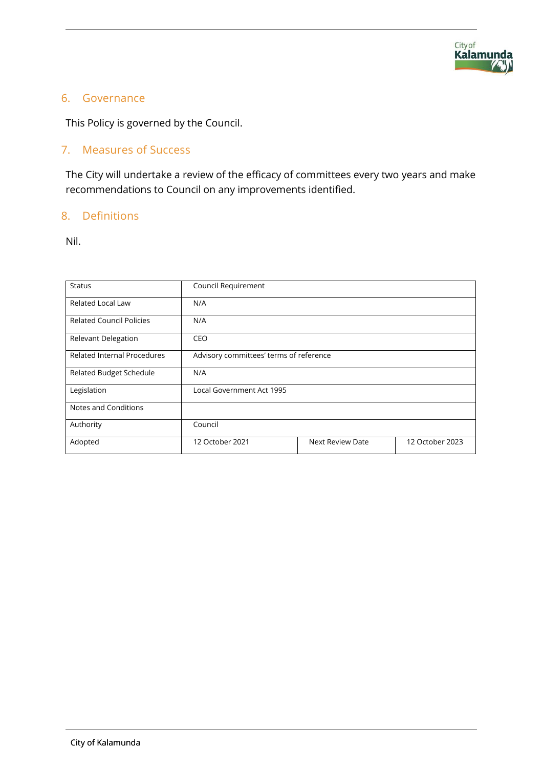## 6. Governance

This Policy is governed by the Council.

## 7. Measures of Success

The City will undertake a review of the efficacy of committees every two years and make recommendations to Council on any improvements identified.

## 8. Definitions

Nil.

| | | | |
|---|---|---|---|
| Status | Council Requirement | | |
| Related Local Law | N/A | | |
| Related Council Policies | N/A | | |
| Relevant Delegation | CEO | | |
| Related Internal Procedures | Advisory committees' terms of reference | | |
| Related Budget Schedule | N/A | | |
| Legislation | Local Government Act 1995 | | |
| Notes and Conditions | | | |
| Authority | Council | | |
| Adopted | 12 October 2021 | Next Review Date | 12 October 2023 |